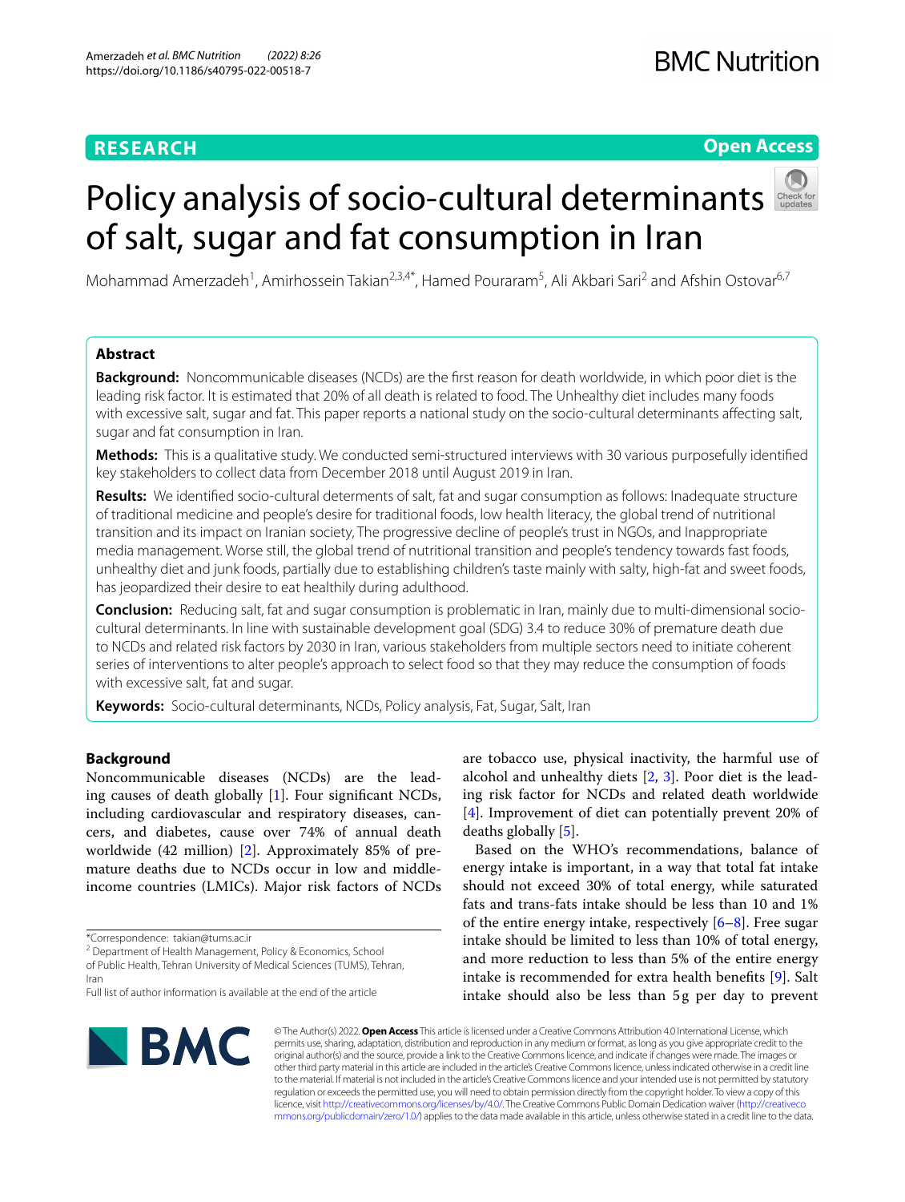RESEARCH

Open Access

# Policy analysis of socio-cultural determinants of salt, sugar and fat consumption in Iran

Mohammad Amerzadeh[1], Amirhossein Takian[2,3,4*], Hamed Pouraram[5], Ali Akbari Sari[2] and Afshin Ostovar[6,7]

## Abstract

**Background:** Noncommunicable diseases (NCDs) are the first reason for death worldwide, in which poor diet is the leading risk factor. It is estimated that 20% of all death is related to food. The Unhealthy diet includes many foods with excessive salt, sugar and fat. This paper reports a national study on the socio-cultural determinants affecting salt, sugar and fat consumption in Iran.

**Methods:** This is a qualitative study. We conducted semi-structured interviews with 30 various purposefully identified key stakeholders to collect data from December 2018 until August 2019 in Iran.

**Results:** We identified socio-cultural determents of salt, fat and sugar consumption as follows: Inadequate structure of traditional medicine and people's desire for traditional foods, low health literacy, the global trend of nutritional transition and its impact on Iranian society, The progressive decline of people's trust in NGOs, and Inappropriate media management. Worse still, the global trend of nutritional transition and people's tendency towards fast foods, unhealthy diet and junk foods, partially due to establishing children's taste mainly with salty, high-fat and sweet foods, has jeopardized their desire to eat healthily during adulthood.

**Conclusion:** Reducing salt, fat and sugar consumption is problematic in Iran, mainly due to multi-dimensional socio-cultural determinants. In line with sustainable development goal (SDG) 3.4 to reduce 30% of premature death due to NCDs and related risk factors by 2030 in Iran, various stakeholders from multiple sectors need to initiate coherent series of interventions to alter people's approach to select food so that they may reduce the consumption of foods with excessive salt, fat and sugar.

**Keywords:** Socio-cultural determinants, NCDs, Policy analysis, Fat, Sugar, Salt, Iran

## Background

Noncommunicable diseases (NCDs) are the leading causes of death globally [1]. Four significant NCDs, including cardiovascular and respiratory diseases, cancers, and diabetes, cause over 74% of annual death worldwide (42 million) [2]. Approximately 85% of premature deaths due to NCDs occur in low and middle-income countries (LMICs). Major risk factors of NCDs are tobacco use, physical inactivity, the harmful use of alcohol and unhealthy diets [2, 3]. Poor diet is the leading risk factor for NCDs and related death worldwide [4]. Improvement of diet can potentially prevent 20% of deaths globally [5].

Based on the WHO's recommendations, balance of energy intake is important, in a way that total fat intake should not exceed 30% of total energy, while saturated fats and trans-fats intake should be less than 10 and 1% of the entire energy intake, respectively [6–8]. Free sugar intake should be limited to less than 10% of total energy, and more reduction to less than 5% of the entire energy intake is recommended for extra health benefits [9]. Salt intake should also be less than 5g per day to prevent

*Correspondence: takian@tums.ac.ir

[2] Department of Health Management, Policy & Economics, School of Public Health, Tehran University of Medical Sciences (TUMS), Tehran, Iran

Full list of author information is available at the end of the article

© The Author(s) 2022. **Open Access** This article is licensed under a Creative Commons Attribution 4.0 International License, which permits use, sharing, adaptation, distribution and reproduction in any medium or format, as long as you give appropriate credit to the original author(s) and the source, provide a link to the Creative Commons licence, and indicate if changes were made. The images or other third party material in this article are included in the article's Creative Commons licence, unless indicated otherwise in a credit line to the material. If material is not included in the article's Creative Commons licence and your intended use is not permitted by statutory regulation or exceeds the permitted use, you will need to obtain permission directly from the copyright holder. To view a copy of this licence, visit http://creativecommons.org/licenses/by/4.0/. The Creative Commons Public Domain Dedication waiver (http://creativecommons.org/publicdomain/zero/1.0/) applies to the data made available in this article, unless otherwise stated in a credit line to the data.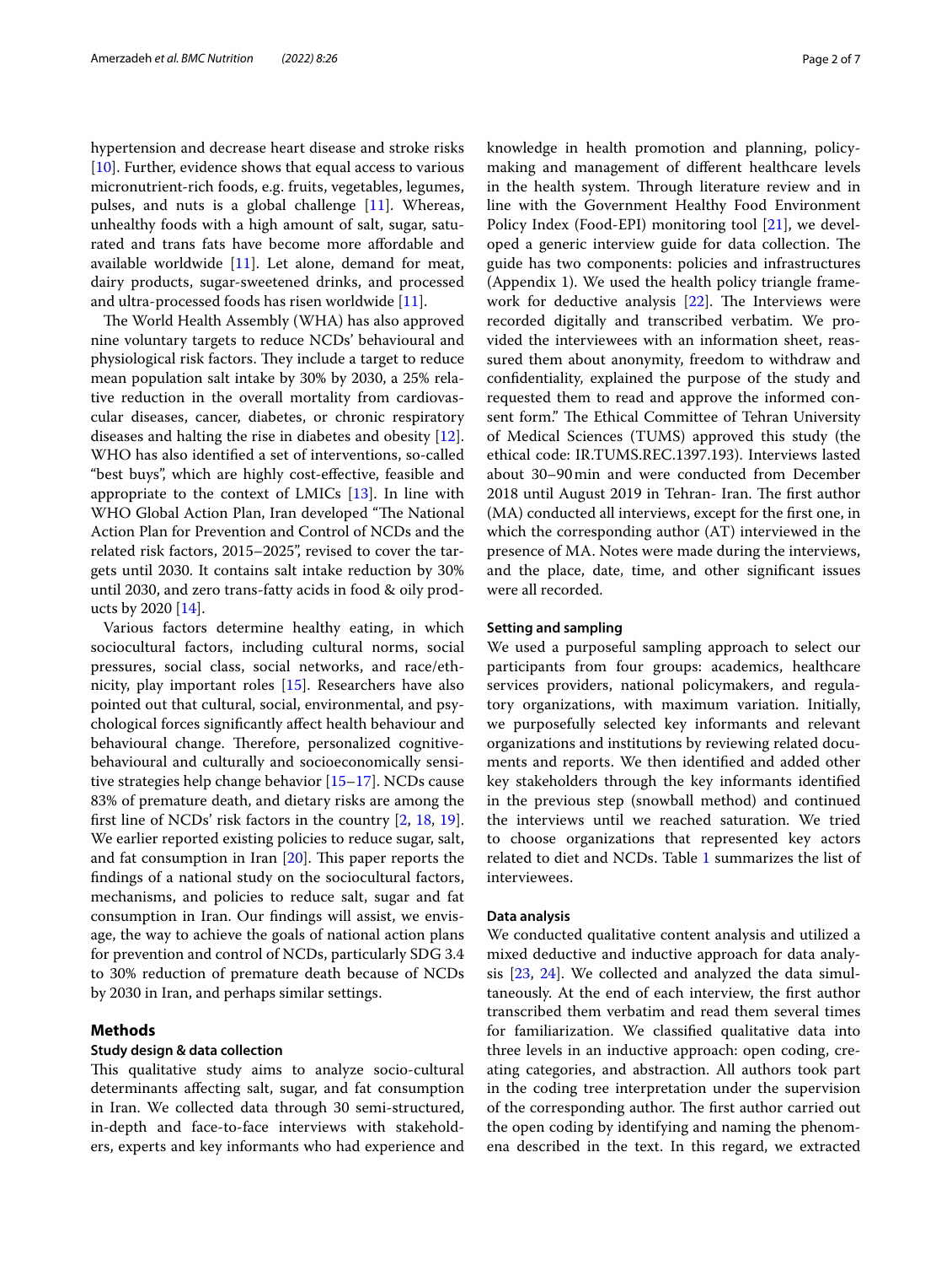hypertension and decrease heart disease and stroke risks [10]. Further, evidence shows that equal access to various micronutrient-rich foods, e.g. fruits, vegetables, legumes, pulses, and nuts is a global challenge [11]. Whereas, unhealthy foods with a high amount of salt, sugar, saturated and trans fats have become more affordable and available worldwide [11]. Let alone, demand for meat, dairy products, sugar-sweetened drinks, and processed and ultra-processed foods has risen worldwide [11].

The World Health Assembly (WHA) has also approved nine voluntary targets to reduce NCDs' behavioural and physiological risk factors. They include a target to reduce mean population salt intake by 30% by 2030, a 25% relative reduction in the overall mortality from cardiovascular diseases, cancer, diabetes, or chronic respiratory diseases and halting the rise in diabetes and obesity [12]. WHO has also identified a set of interventions, so-called "best buys", which are highly cost-effective, feasible and appropriate to the context of LMICs [13]. In line with WHO Global Action Plan, Iran developed "The National Action Plan for Prevention and Control of NCDs and the related risk factors, 2015–2025", revised to cover the targets until 2030. It contains salt intake reduction by 30% until 2030, and zero trans-fatty acids in food & oily products by 2020 [14].

Various factors determine healthy eating, in which sociocultural factors, including cultural norms, social pressures, social class, social networks, and race/ethnicity, play important roles [15]. Researchers have also pointed out that cultural, social, environmental, and psychological forces significantly affect health behaviour and behavioural change. Therefore, personalized cognitive-behavioural and culturally and socioeconomically sensitive strategies help change behavior [15–17]. NCDs cause 83% of premature death, and dietary risks are among the first line of NCDs' risk factors in the country [2, 18, 19]. We earlier reported existing policies to reduce sugar, salt, and fat consumption in Iran [20]. This paper reports the findings of a national study on the sociocultural factors, mechanisms, and policies to reduce salt, sugar and fat consumption in Iran. Our findings will assist, we envisage, the way to achieve the goals of national action plans for prevention and control of NCDs, particularly SDG 3.4 to 30% reduction of premature death because of NCDs by 2030 in Iran, and perhaps similar settings.

## Methods

### Study design & data collection

This qualitative study aims to analyze socio-cultural determinants affecting salt, sugar, and fat consumption in Iran. We collected data through 30 semi-structured, in-depth and face-to-face interviews with stakeholders, experts and key informants who had experience and knowledge in health promotion and planning, policy-making and management of different healthcare levels in the health system. Through literature review and in line with the Government Healthy Food Environment Policy Index (Food-EPI) monitoring tool [21], we developed a generic interview guide for data collection. The guide has two components: policies and infrastructures (Appendix 1). We used the health policy triangle framework for deductive analysis [22]. The Interviews were recorded digitally and transcribed verbatim. We provided the interviewees with an information sheet, reassured them about anonymity, freedom to withdraw and confidentiality, explained the purpose of the study and requested them to read and approve the informed consent form." The Ethical Committee of Tehran University of Medical Sciences (TUMS) approved this study (the ethical code: IR.TUMS.REC.1397.193). Interviews lasted about 30–90 min and were conducted from December 2018 until August 2019 in Tehran- Iran. The first author (MA) conducted all interviews, except for the first one, in which the corresponding author (AT) interviewed in the presence of MA. Notes were made during the interviews, and the place, date, time, and other significant issues were all recorded.

### Setting and sampling

We used a purposeful sampling approach to select our participants from four groups: academics, healthcare services providers, national policymakers, and regulatory organizations, with maximum variation. Initially, we purposefully selected key informants and relevant organizations and institutions by reviewing related documents and reports. We then identified and added other key stakeholders through the key informants identified in the previous step (snowball method) and continued the interviews until we reached saturation. We tried to choose organizations that represented key actors related to diet and NCDs. Table 1 summarizes the list of interviewees.

### Data analysis

We conducted qualitative content analysis and utilized a mixed deductive and inductive approach for data analysis [23, 24]. We collected and analyzed the data simultaneously. At the end of each interview, the first author transcribed them verbatim and read them several times for familiarization. We classified qualitative data into three levels in an inductive approach: open coding, creating categories, and abstraction. All authors took part in the coding tree interpretation under the supervision of the corresponding author. The first author carried out the open coding by identifying and naming the phenomena described in the text. In this regard, we extracted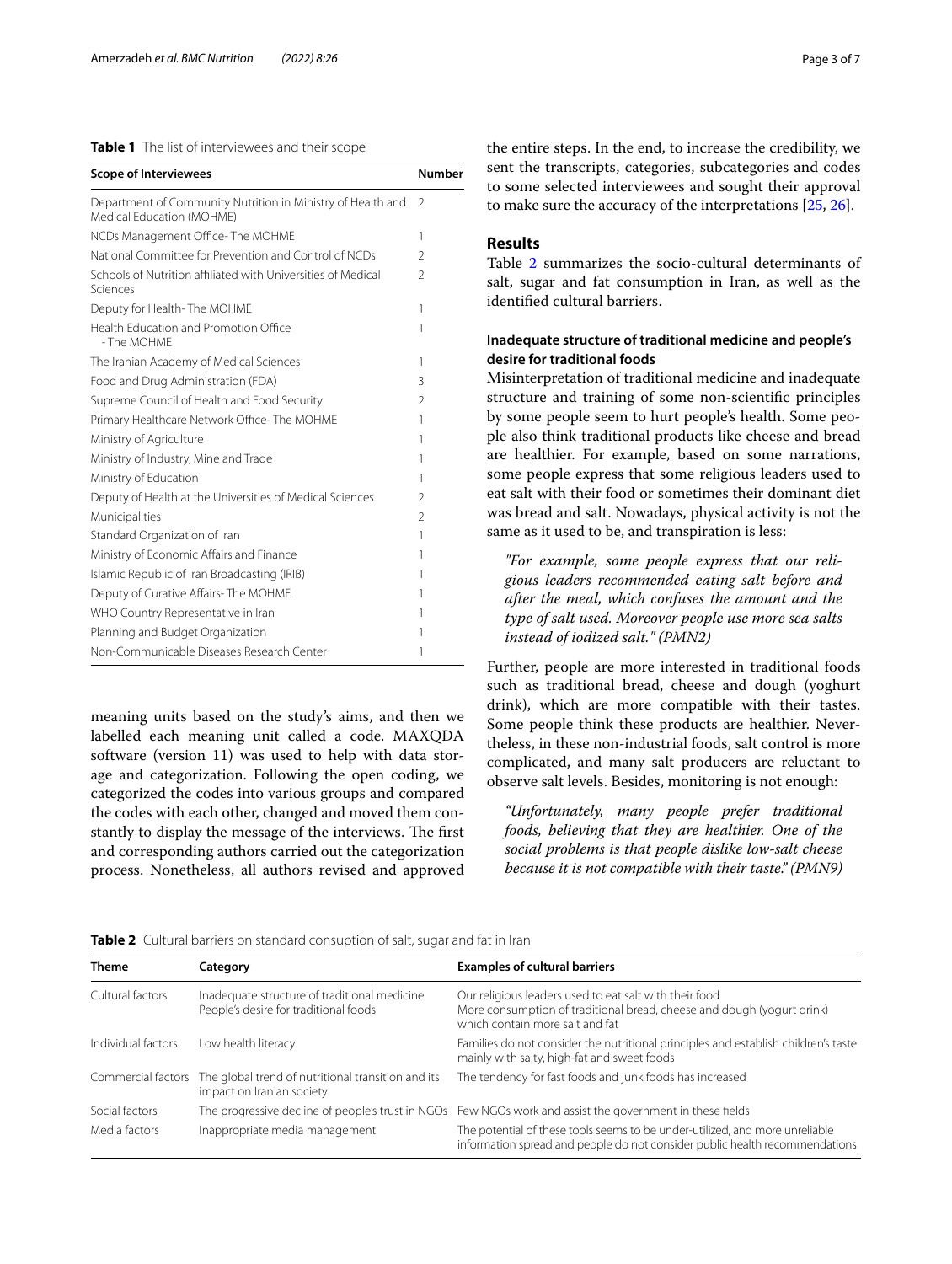**Table 1** The list of interviewees and their scope

| Scope of Interviewees | Number |
|---|---|
| Department of Community Nutrition in Ministry of Health and Medical Education (MOHME) | 2 |
| NCDs Management Office- The MOHME | 1 |
| National Committee for Prevention and Control of NCDs | 2 |
| Schools of Nutrition affiliated with Universities of Medical Sciences | 2 |
| Deputy for Health- The MOHME | 1 |
| Health Education and Promotion Office - The MOHME | 1 |
| The Iranian Academy of Medical Sciences | 1 |
| Food and Drug Administration (FDA) | 3 |
| Supreme Council of Health and Food Security | 2 |
| Primary Healthcare Network Office- The MOHME | 1 |
| Ministry of Agriculture | 1 |
| Ministry of Industry, Mine and Trade | 1 |
| Ministry of Education | 1 |
| Deputy of Health at the Universities of Medical Sciences | 2 |
| Municipalities | 2 |
| Standard Organization of Iran | 1 |
| Ministry of Economic Affairs and Finance | 1 |
| Islamic Republic of Iran Broadcasting (IRIB) | 1 |
| Deputy of Curative Affairs- The MOHME | 1 |
| WHO Country Representative in Iran | 1 |
| Planning and Budget Organization | 1 |
| Non-Communicable Diseases Research Center | 1 |

meaning units based on the study's aims, and then we labelled each meaning unit called a code. MAXQDA software (version 11) was used to help with data storage and categorization. Following the open coding, we categorized the codes into various groups and compared the codes with each other, changed and moved them constantly to display the message of the interviews. The first and corresponding authors carried out the categorization process. Nonetheless, all authors revised and approved the entire steps. In the end, to increase the credibility, we sent the transcripts, categories, subcategories and codes to some selected interviewees and sought their approval to make sure the accuracy of the interpretations [25, 26].

## Results

Table 2 summarizes the socio-cultural determinants of salt, sugar and fat consumption in Iran, as well as the identified cultural barriers.

### Inadequate structure of traditional medicine and people's desire for traditional foods

Misinterpretation of traditional medicine and inadequate structure and training of some non-scientific principles by some people seem to hurt people's health. Some people also think traditional products like cheese and bread are healthier. For example, based on some narrations, some people express that some religious leaders used to eat salt with their food or sometimes their dominant diet was bread and salt. Nowadays, physical activity is not the same as it used to be, and transpiration is less:

> *"For example, some people express that our religious leaders recommended eating salt before and after the meal, which confuses the amount and the type of salt used. Moreover people use more sea salts instead of iodized salt." (PMN2)*

Further, people are more interested in traditional foods such as traditional bread, cheese and dough (yoghurt drink), which are more compatible with their tastes. Some people think these products are healthier. Nevertheless, in these non-industrial foods, salt control is more complicated, and many salt producers are reluctant to observe salt levels. Besides, monitoring is not enough:

> *"Unfortunately, many people prefer traditional foods, believing that they are healthier. One of the social problems is that people dislike low-salt cheese because it is not compatible with their taste." (PMN9)*

**Table 2** Cultural barriers on standard consuption of salt, sugar and fat in Iran

| Theme | Category | Examples of cultural barriers |
|---|---|---|
| Cultural factors | Inadequate structure of traditional medicine<br>People's desire for traditional foods | Our religious leaders used to eat salt with their food<br>More consumption of traditional bread, cheese and dough (yogurt drink) which contain more salt and fat |
| Individual factors | Low health literacy | Families do not consider the nutritional principles and establish children's taste mainly with salty, high-fat and sweet foods |
| Commercial factors | The global trend of nutritional transition and its impact on Iranian society | The tendency for fast foods and junk foods has increased |
| Social factors | The progressive decline of people's trust in NGOs | Few NGOs work and assist the government in these fields |
| Media factors | Inappropriate media management | The potential of these tools seems to be under-utilized, and more unreliable information spread and people do not consider public health recommendations |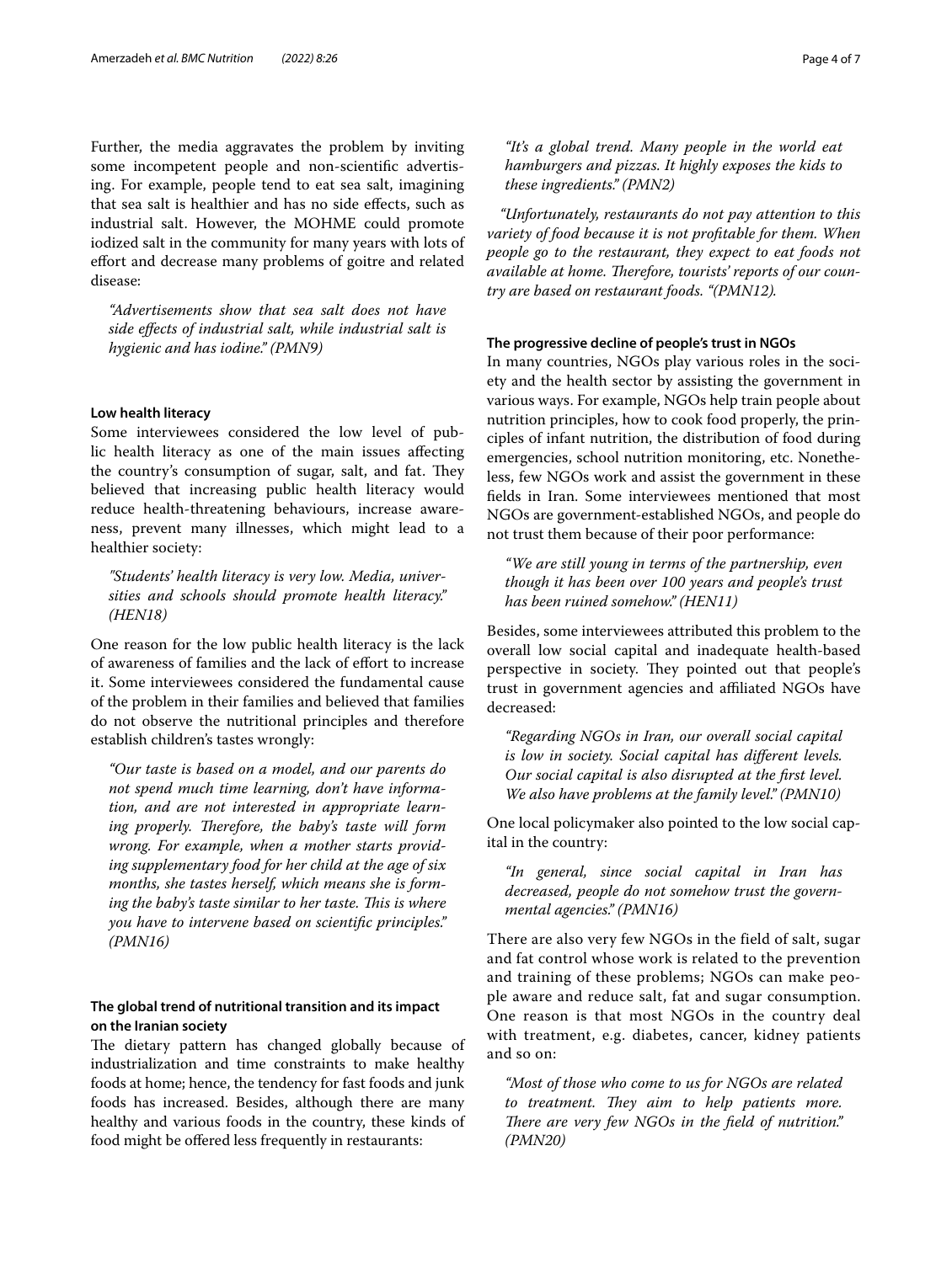Further, the media aggravates the problem by inviting some incompetent people and non-scientific advertising. For example, people tend to eat sea salt, imagining that sea salt is healthier and has no side effects, such as industrial salt. However, the MOHME could promote iodized salt in the community for many years with lots of effort and decrease many problems of goitre and related disease:

> *"Advertisements show that sea salt does not have side effects of industrial salt, while industrial salt is hygienic and has iodine." (PMN9)*

### Low health literacy

Some interviewees considered the low level of public health literacy as one of the main issues affecting the country's consumption of sugar, salt, and fat. They believed that increasing public health literacy would reduce health-threatening behaviours, increase awareness, prevent many illnesses, which might lead to a healthier society:

> *"Students' health literacy is very low. Media, universities and schools should promote health literacy." (HEN18)*

One reason for the low public health literacy is the lack of awareness of families and the lack of effort to increase it. Some interviewees considered the fundamental cause of the problem in their families and believed that families do not observe the nutritional principles and therefore establish children's tastes wrongly:

> *"Our taste is based on a model, and our parents do not spend much time learning, don't have information, and are not interested in appropriate learning properly. Therefore, the baby's taste will form wrong. For example, when a mother starts providing supplementary food for her child at the age of six months, she tastes herself, which means she is forming the baby's taste similar to her taste. This is where you have to intervene based on scientific principles." (PMN16)*

### The global trend of nutritional transition and its impact on the Iranian society

The dietary pattern has changed globally because of industrialization and time constraints to make healthy foods at home; hence, the tendency for fast foods and junk foods has increased. Besides, although there are many healthy and various foods in the country, these kinds of food might be offered less frequently in restaurants:

> *"It's a global trend. Many people in the world eat hamburgers and pizzas. It highly exposes the kids to these ingredients." (PMN2)*

> *"Unfortunately, restaurants do not pay attention to this variety of food because it is not profitable for them. When people go to the restaurant, they expect to eat foods not available at home. Therefore, tourists' reports of our country are based on restaurant foods. "(PMN12).*

### The progressive decline of people's trust in NGOs

In many countries, NGOs play various roles in the society and the health sector by assisting the government in various ways. For example, NGOs help train people about nutrition principles, how to cook food properly, the principles of infant nutrition, the distribution of food during emergencies, school nutrition monitoring, etc. Nonetheless, few NGOs work and assist the government in these fields in Iran. Some interviewees mentioned that most NGOs are government-established NGOs, and people do not trust them because of their poor performance:

> *"We are still young in terms of the partnership, even though it has been over 100 years and people's trust has been ruined somehow." (HEN11)*

Besides, some interviewees attributed this problem to the overall low social capital and inadequate health-based perspective in society. They pointed out that people's trust in government agencies and affiliated NGOs have decreased:

> *"Regarding NGOs in Iran, our overall social capital is low in society. Social capital has different levels. Our social capital is also disrupted at the first level. We also have problems at the family level." (PMN10)*

One local policymaker also pointed to the low social capital in the country:

> *"In general, since social capital in Iran has decreased, people do not somehow trust the governmental agencies." (PMN16)*

There are also very few NGOs in the field of salt, sugar and fat control whose work is related to the prevention and training of these problems; NGOs can make people aware and reduce salt, fat and sugar consumption. One reason is that most NGOs in the country deal with treatment, e.g. diabetes, cancer, kidney patients and so on:

> *"Most of those who come to us for NGOs are related to treatment. They aim to help patients more. There are very few NGOs in the field of nutrition." (PMN20)*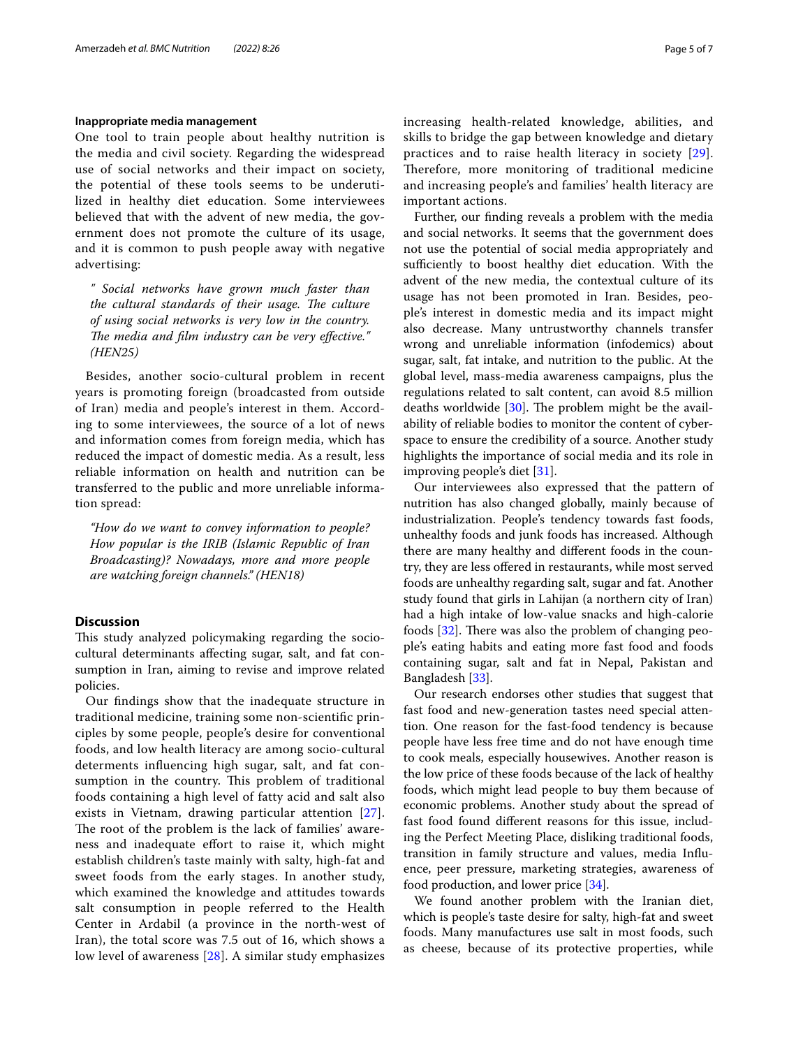#### Inappropriate media management

One tool to train people about healthy nutrition is the media and civil society. Regarding the widespread use of social networks and their impact on society, the potential of these tools seems to be underutilized in healthy diet education. Some interviewees believed that with the advent of new media, the government does not promote the culture of its usage, and it is common to push people away with negative advertising:

> *" Social networks have grown much faster than the cultural standards of their usage. The culture of using social networks is very low in the country. The media and film industry can be very effective." (HEN25)*

Besides, another socio-cultural problem in recent years is promoting foreign (broadcasted from outside of Iran) media and people's interest in them. According to some interviewees, the source of a lot of news and information comes from foreign media, which has reduced the impact of domestic media. As a result, less reliable information on health and nutrition can be transferred to the public and more unreliable information spread:

> *"How do we want to convey information to people? How popular is the IRIB (Islamic Republic of Iran Broadcasting)? Nowadays, more and more people are watching foreign channels." (HEN18)*

## Discussion

This study analyzed policymaking regarding the socio-cultural determinants affecting sugar, salt, and fat consumption in Iran, aiming to revise and improve related policies.

Our findings show that the inadequate structure in traditional medicine, training some non-scientific principles by some people, people's desire for conventional foods, and low health literacy are among socio-cultural determents influencing high sugar, salt, and fat consumption in the country. This problem of traditional foods containing a high level of fatty acid and salt also exists in Vietnam, drawing particular attention [27]. The root of the problem is the lack of families' awareness and inadequate effort to raise it, which might establish children's taste mainly with salty, high-fat and sweet foods from the early stages. In another study, which examined the knowledge and attitudes towards salt consumption in people referred to the Health Center in Ardabil (a province in the north-west of Iran), the total score was 7.5 out of 16, which shows a low level of awareness [28]. A similar study emphasizes increasing health-related knowledge, abilities, and skills to bridge the gap between knowledge and dietary practices and to raise health literacy in society [29]. Therefore, more monitoring of traditional medicine and increasing people's and families' health literacy are important actions.

Further, our finding reveals a problem with the media and social networks. It seems that the government does not use the potential of social media appropriately and sufficiently to boost healthy diet education. With the advent of the new media, the contextual culture of its usage has not been promoted in Iran. Besides, people's interest in domestic media and its impact might also decrease. Many untrustworthy channels transfer wrong and unreliable information (infodemics) about sugar, salt, fat intake, and nutrition to the public. At the global level, mass-media awareness campaigns, plus the regulations related to salt content, can avoid 8.5 million deaths worldwide [30]. The problem might be the availability of reliable bodies to monitor the content of cyberspace to ensure the credibility of a source. Another study highlights the importance of social media and its role in improving people's diet [31].

Our interviewees also expressed that the pattern of nutrition has also changed globally, mainly because of industrialization. People's tendency towards fast foods, unhealthy foods and junk foods has increased. Although there are many healthy and different foods in the country, they are less offered in restaurants, while most served foods are unhealthy regarding salt, sugar and fat. Another study found that girls in Lahijan (a northern city of Iran) had a high intake of low-value snacks and high-calorie foods [32]. There was also the problem of changing people's eating habits and eating more fast food and foods containing sugar, salt and fat in Nepal, Pakistan and Bangladesh [33].

Our research endorses other studies that suggest that fast food and new-generation tastes need special attention. One reason for the fast-food tendency is because people have less free time and do not have enough time to cook meals, especially housewives. Another reason is the low price of these foods because of the lack of healthy foods, which might lead people to buy them because of economic problems. Another study about the spread of fast food found different reasons for this issue, including the Perfect Meeting Place, disliking traditional foods, transition in family structure and values, media Influence, peer pressure, marketing strategies, awareness of food production, and lower price [34].

We found another problem with the Iranian diet, which is people's taste desire for salty, high-fat and sweet foods. Many manufactures use salt in most foods, such as cheese, because of its protective properties, while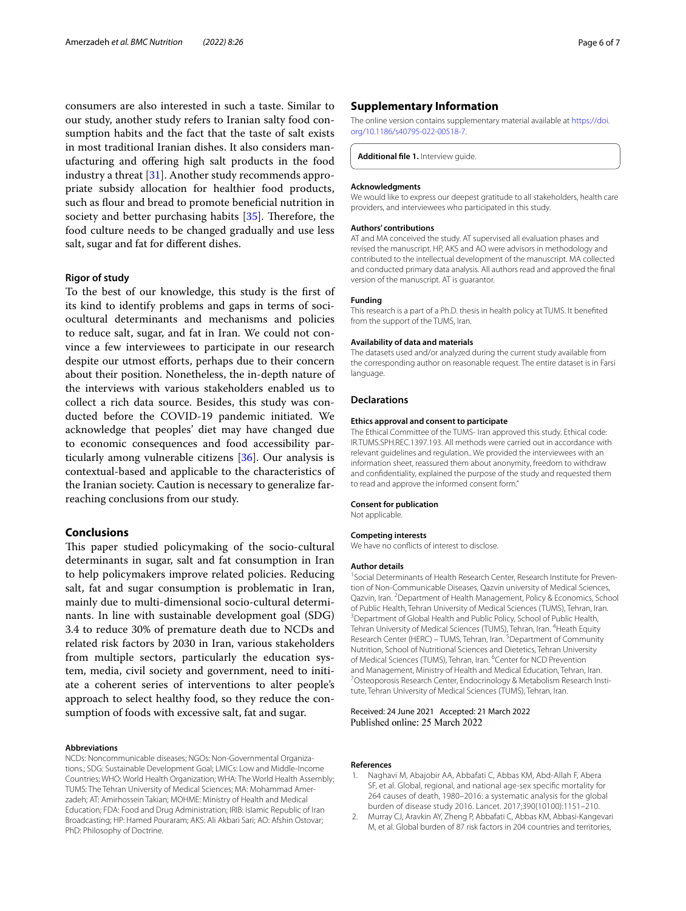consumers are also interested in such a taste. Similar to our study, another study refers to Iranian salty food consumption habits and the fact that the taste of salt exists in most traditional Iranian dishes. It also considers manufacturing and offering high salt products in the food industry a threat [31]. Another study recommends appropriate subsidy allocation for healthier food products, such as flour and bread to promote beneficial nutrition in society and better purchasing habits [35]. Therefore, the food culture needs to be changed gradually and use less salt, sugar and fat for different dishes.

### Rigor of study

To the best of our knowledge, this study is the first of its kind to identify problems and gaps in terms of sociocultural determinants and mechanisms and policies to reduce salt, sugar, and fat in Iran. We could not convince a few interviewees to participate in our research despite our utmost efforts, perhaps due to their concern about their position. Nonetheless, the in-depth nature of the interviews with various stakeholders enabled us to collect a rich data source. Besides, this study was conducted before the COVID-19 pandemic initiated. We acknowledge that peoples' diet may have changed due to economic consequences and food accessibility particularly among vulnerable citizens [36]. Our analysis is contextual-based and applicable to the characteristics of the Iranian society. Caution is necessary to generalize far-reaching conclusions from our study.

## Conclusions

This paper studied policymaking of the socio-cultural determinants in sugar, salt and fat consumption in Iran to help policymakers improve related policies. Reducing salt, fat and sugar consumption is problematic in Iran, mainly due to multi-dimensional socio-cultural determinants. In line with sustainable development goal (SDG) 3.4 to reduce 30% of premature death due to NCDs and related risk factors by 2030 in Iran, various stakeholders from multiple sectors, particularly the education system, media, civil society and government, need to initiate a coherent series of interventions to alter people's approach to select healthy food, so they reduce the consumption of foods with excessive salt, fat and sugar.

#### Abbreviations

NCDs: Noncommunicable diseases; NGOs: Non-Governmental Organizations.; SDG: Sustainable Development Goal; LMICs: Low and Middle-Income Countries; WHO: World Health Organization; WHA: The World Health Assembly; TUMS: The Tehran University of Medical Sciences; MA: Mohammad Amerzadeh; AT: Amirhossein Takian; MOHME: Ministry of Health and Medical Education; FDA: Food and Drug Administration; IRIB: Islamic Republic of Iran Broadcasting; HP: Hamed Pouraram; AKS: Ali Akbari Sari; AO: Afshin Ostovar; PhD: Philosophy of Doctrine.

## Supplementary Information

The online version contains supplementary material available at https://doi.org/10.1186/s40795-022-00518-7.

**Additional file 1.** Interview guide.

#### Acknowledgments

We would like to express our deepest gratitude to all stakeholders, health care providers, and interviewees who participated in this study.

#### Authors' contributions

AT and MA conceived the study. AT supervised all evaluation phases and revised the manuscript. HP, AKS and AO were advisors in methodology and contributed to the intellectual development of the manuscript. MA collected and conducted primary data analysis. All authors read and approved the final version of the manuscript. AT is guarantor.

#### Funding

This research is a part of a Ph.D. thesis in health policy at TUMS. It benefited from the support of the TUMS, Iran.

#### Availability of data and materials

The datasets used and/or analyzed during the current study available from the corresponding author on reasonable request. The entire dataset is in Farsi language.

## Declarations

#### Ethics approval and consent to participate

The Ethical Committee of the TUMS- Iran approved this study. Ethical code: IR.TUMS.SPH.REC.1397.193. All methods were carried out in accordance with relevant guidelines and regulation.. We provided the interviewees with an information sheet, reassured them about anonymity, freedom to withdraw and confidentiality, explained the purpose of the study and requested them to read and approve the informed consent form."

#### Consent for publication

Not applicable.

#### Competing interests

We have no conflicts of interest to disclose.

#### Author details

[1] Social Determinants of Health Research Center, Research Institute for Prevention of Non-Communicable Diseases, Qazvin university of Medical Sciences, Qazvin, Iran. [2] Department of Health Management, Policy & Economics, School of Public Health, Tehran University of Medical Sciences (TUMS), Tehran, Iran. [3] Department of Global Health and Public Policy, School of Public Health, Tehran University of Medical Sciences (TUMS), Tehran, Iran. [4] Heath Equity Research Center (HERC) – TUMS, Tehran, Iran. [5] Department of Community Nutrition, School of Nutritional Sciences and Dietetics, Tehran University of Medical Sciences (TUMS), Tehran, Iran. [6] Center for NCD Prevention and Management, Ministry of Health and Medical Education, Tehran, Iran. [7] Osteoporosis Research Center, Endocrinology & Metabolism Research Institute, Tehran University of Medical Sciences (TUMS), Tehran, Iran.

Received: 24 June 2021 Accepted: 21 March 2022
Published online: 25 March 2022

#### References

1. Naghavi M, Abajobir AA, Abbafati C, Abbas KM, Abd-Allah F, Abera SF, et al. Global, regional, and national age-sex specific mortality for 264 causes of death, 1980–2016: a systematic analysis for the global burden of disease study 2016. Lancet. 2017;390(10100):1151–210.
2. Murray CJ, Aravkin AY, Zheng P, Abbafati C, Abbas KM, Abbasi-Kangevari M, et al. Global burden of 87 risk factors in 204 countries and territories,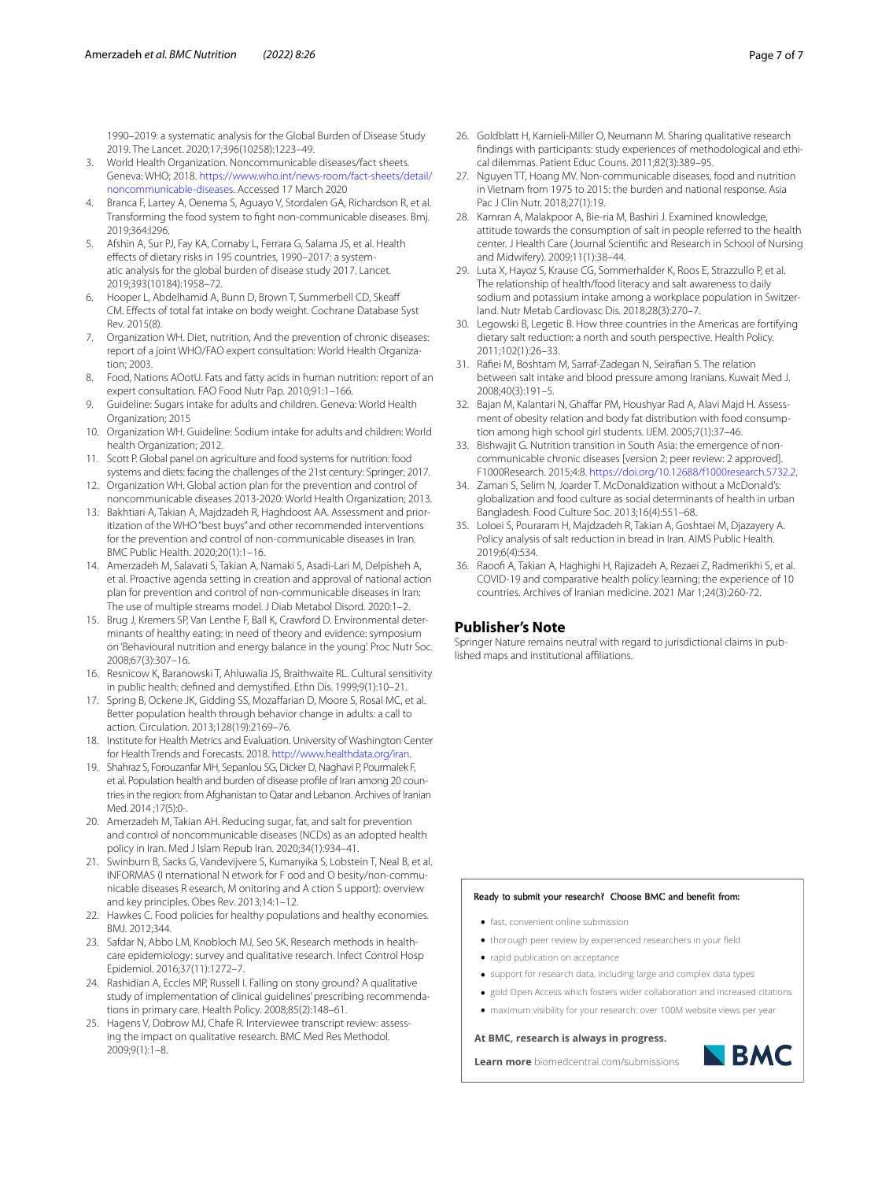1990–2019: a systematic analysis for the Global Burden of Disease Study 2019. The Lancet. 2020;17;396(10258):1223–49.

3. World Health Organization. Noncommunicable diseases/fact sheets. Geneva: WHO; 2018. https://www.who.int/news-room/fact-sheets/detail/noncommunicable-diseases. Accessed 17 March 2020
4. Branca F, Lartey A, Oenema S, Aguayo V, Stordalen GA, Richardson R, et al. Transforming the food system to fight non-communicable diseases. Bmj. 2019;364:l296.
5. Afshin A, Sur PJ, Fay KA, Cornaby L, Ferrara G, Salama JS, et al. Health effects of dietary risks in 195 countries, 1990–2017: a systematic analysis for the global burden of disease study 2017. Lancet. 2019;393(10184):1958–72.
6. Hooper L, Abdelhamid A, Bunn D, Brown T, Summerbell CD, Skeaff CM. Effects of total fat intake on body weight. Cochrane Database Syst Rev. 2015(8).
7. Organization WH. Diet, nutrition, And the prevention of chronic diseases: report of a joint WHO/FAO expert consultation: World Health Organization; 2003.
8. Food, Nations AOotU. Fats and fatty acids in human nutrition: report of an expert consultation. FAO Food Nutr Pap. 2010;91:1–166.
9. Guideline: Sugars intake for adults and children. Geneva: World Health Organization; 2015
10. Organization WH. Guideline: Sodium intake for adults and children: World health Organization; 2012.
11. Scott P. Global panel on agriculture and food systems for nutrition: food systems and diets: facing the challenges of the 21st century: Springer; 2017.
12. Organization WH. Global action plan for the prevention and control of noncommunicable diseases 2013-2020: World Health Organization; 2013.
13. Bakhtiari A, Takian A, Majdzadeh R, Haghdoost AA. Assessment and prioritization of the WHO "best buys" and other recommended interventions for the prevention and control of non-communicable diseases in Iran. BMC Public Health. 2020;20(1):1–16.
14. Amerzadeh M, Salavati S, Takian A, Namaki S, Asadi-Lari M, Delpisheh A, et al. Proactive agenda setting in creation and approval of national action plan for prevention and control of non-communicable diseases in Iran: The use of multiple streams model. J Diab Metabol Disord. 2020:1–2.
15. Brug J, Kremers SP, Van Lenthe F, Ball K, Crawford D. Environmental determinants of healthy eating: in need of theory and evidence: symposium on 'Behavioural nutrition and energy balance in the young'. Proc Nutr Soc. 2008;67(3):307–16.
16. Resnicow K, Baranowski T, Ahluwalia JS, Braithwaite RL. Cultural sensitivity in public health: defined and demystified. Ethn Dis. 1999;9(1):10–21.
17. Spring B, Ockene JK, Gidding SS, Mozaffarian D, Moore S, Rosal MC, et al. Better population health through behavior change in adults: a call to action. Circulation. 2013;128(19):2169–76.
18. Institute for Health Metrics and Evaluation. University of Washington Center for Health Trends and Forecasts. 2018. http://www.healthdata.org/iran.
19. Shahraz S, Forouzanfar MH, Sepanlou SG, Dicker D, Naghavi P, Pourmalek F, et al. Population health and burden of disease profile of Iran among 20 countries in the region: from Afghanistan to Qatar and Lebanon. Archives of Iranian Med. 2014 ;17(5):0-.
20. Amerzadeh M, Takian AH. Reducing sugar, fat, and salt for prevention and control of noncommunicable diseases (NCDs) as an adopted health policy in Iran. Med J Islam Repub Iran. 2020;34(1):934–41.
21. Swinburn B, Sacks G, Vandevijvere S, Kumanyika S, Lobstein T, Neal B, et al. INFORMAS (I nternational N etwork for F ood and O besity/non-communicable diseases R esearch, M onitoring and A ction S upport): overview and key principles. Obes Rev. 2013;14:1–12.
22. Hawkes C. Food policies for healthy populations and healthy economies. BMJ. 2012;344.
23. Safdar N, Abbo LM, Knobloch MJ, Seo SK. Research methods in healthcare epidemiology: survey and qualitative research. Infect Control Hosp Epidemiol. 2016;37(11):1272–7.
24. Rashidian A, Eccles MP, Russell I. Falling on stony ground? A qualitative study of implementation of clinical guidelines' prescribing recommendations in primary care. Health Policy. 2008;85(2):148–61.
25. Hagens V, Dobrow MJ, Chafe R. Interviewee transcript review: assessing the impact on qualitative research. BMC Med Res Methodol. 2009;9(1):1–8.
26. Goldblatt H, Karnieli-Miller O, Neumann M. Sharing qualitative research findings with participants: study experiences of methodological and ethical dilemmas. Patient Educ Couns. 2011;82(3):389–95.
27. Nguyen TT, Hoang MV. Non-communicable diseases, food and nutrition in Vietnam from 1975 to 2015: the burden and national response. Asia Pac J Clin Nutr. 2018;27(1):19.
28. Kamran A, Malakpoor A, Bie-ria M, Bashiri J. Examined knowledge, attitude towards the consumption of salt in people referred to the health center. J Health Care (Journal Scientific and Research in School of Nursing and Midwifery). 2009;11(1):38–44.
29. Luta X, Hayoz S, Krause CG, Sommerhalder K, Roos E, Strazzullo P, et al. The relationship of health/food literacy and salt awareness to daily sodium and potassium intake among a workplace population in Switzerland. Nutr Metab Cardiovasc Dis. 2018;28(3):270–7.
30. Legowski B, Legetic B. How three countries in the Americas are fortifying dietary salt reduction: a north and south perspective. Health Policy. 2011;102(1):26–33.
31. Rafiei M, Boshtam M, Sarraf-Zadegan N, Seirafian S. The relation between salt intake and blood pressure among Iranians. Kuwait Med J. 2008;40(3):191–5.
32. Bajan M, Kalantari N, Ghaffar PM, Houshyar Rad A, Alavi Majd H. Assessment of obesity relation and body fat distribution with food consumption among high school girl students. IJEM. 2005;7(1):37–46.
33. Bishwajit G. Nutrition transition in South Asia: the emergence of non-communicable chronic diseases [version 2; peer review: 2 approved]. F1000Research. 2015;4:8. https://doi.org/10.12688/f1000research.5732.2.
34. Zaman S, Selim N, Joarder T. McDonaldization without a McDonald's: globalization and food culture as social determinants of health in urban Bangladesh. Food Culture Soc. 2013;16(4):551–68.
35. Loloei S, Pouraram H, Majdzadeh R, Takian A, Goshtaei M, Djazayery A. Policy analysis of salt reduction in bread in Iran. AIMS Public Health. 2019;6(4):534.
36. Raoofi A, Takian A, Haghighi H, Rajizadeh A, Rezaei Z, Radmerikhi S, et al. COVID-19 and comparative health policy learning; the experience of 10 countries. Archives of Iranian medicine. 2021 Mar 1;24(3):260-72.

## Publisher's Note

Springer Nature remains neutral with regard to jurisdictional claims in published maps and institutional affiliations.

Ready to submit your research? Choose BMC and benefit from:

- fast, convenient online submission
- thorough peer review by experienced researchers in your field
- rapid publication on acceptance
- support for research data, including large and complex data types
- gold Open Access which fosters wider collaboration and increased citations
- maximum visibility for your research: over 100M website views per year

**At BMC, research is always in progress.**

**Learn more** biomedcentral.com/submissions

BMC